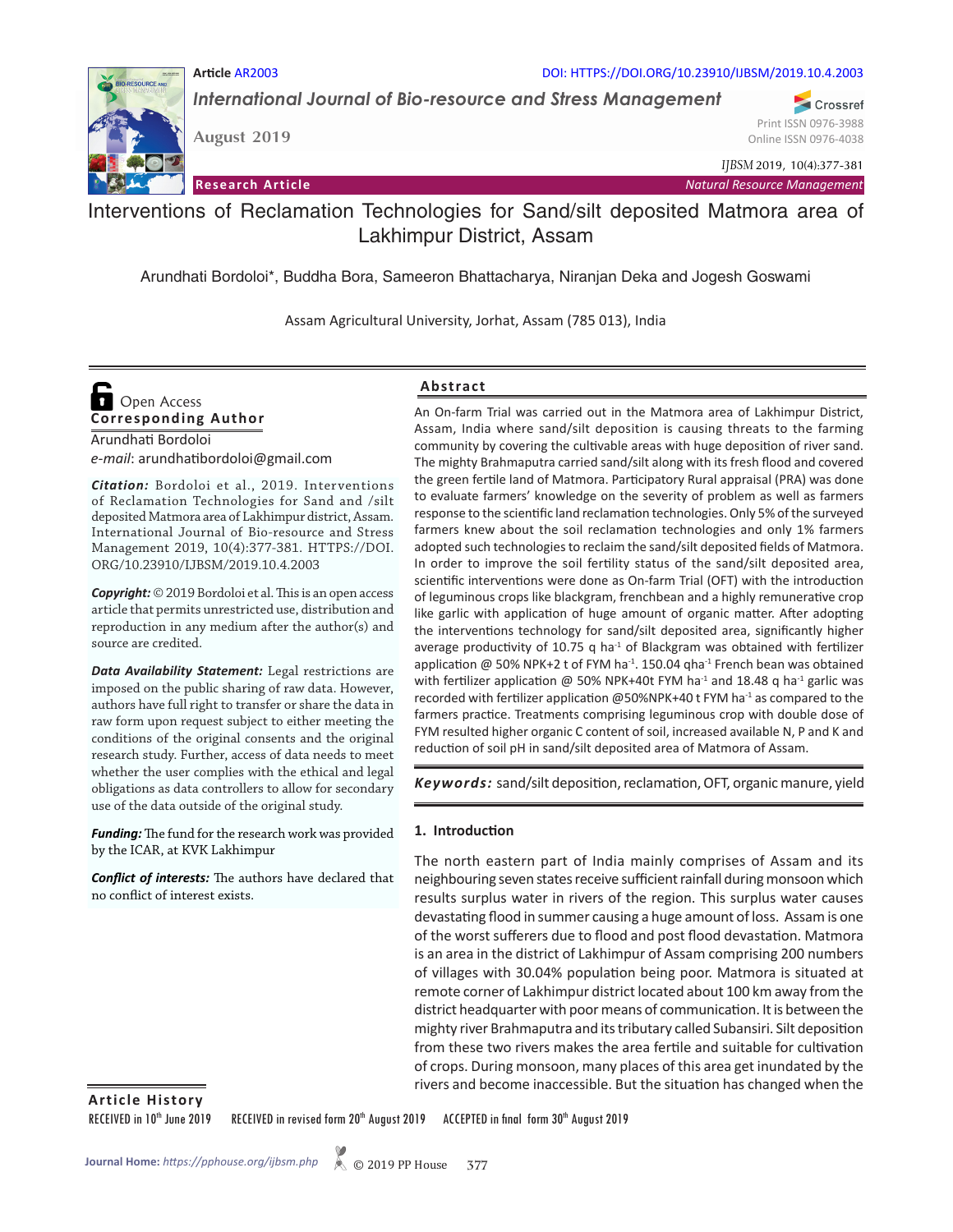Article AR2003

DOI: HTTPS://DOI.ORG/10.23910/IJBSM/2019.10.4.2003

*International Journal of Bio-resource and Stress Management*

August 2019

Print ISSN 0976-3988
Online ISSN 0976-4038

*IJBSM* 2019, 10(4):377-381

**Research Article** — *Natural Resource Management*

# Interventions of Reclamation Technologies for Sand/silt deposited Matmora area of Lakhimpur District, Assam

Arundhati Bordoloi*, Buddha Bora, Sameeron Bhattacharya, Niranjan Deka and Jogesh Goswami

Assam Agricultural University, Jorhat, Assam (785 013), India

Open Access

**Corresponding Author**

Arundhati Bordoloi
*e-mail*: arundhatibordoloi@gmail.com

***Citation:*** Bordoloi et al., 2019. Interventions of Reclamation Technologies for Sand and /silt deposited Matmora area of Lakhimpur district, Assam. International Journal of Bio-resource and Stress Management 2019, 10(4):377-381. HTTPS://DOI.ORG/10.23910/IJBSM/2019.10.4.2003

***Copyright:*** © 2019 Bordoloi et al. This is an open access article that permits unrestricted use, distribution and reproduction in any medium after the author(s) and source are credited.

***Data Availability Statement:*** Legal restrictions are imposed on the public sharing of raw data. However, authors have full right to transfer or share the data in raw form upon request subject to either meeting the conditions of the original consents and the original research study. Further, access of data needs to meet whether the user complies with the ethical and legal obligations as data controllers to allow for secondary use of the data outside of the original study.

***Funding:*** The fund for the research work was provided by the ICAR, at KVK Lakhimpur

***Conflict of interests:*** The authors have declared that no conflict of interest exists.

## Abstract

An On-farm Trial was carried out in the Matmora area of Lakhimpur District, Assam, India where sand/silt deposition is causing threats to the farming community by covering the cultivable areas with huge deposition of river sand. The mighty Brahmaputra carried sand/silt along with its fresh flood and covered the green fertile land of Matmora. Participatory Rural appraisal (PRA) was done to evaluate farmers' knowledge on the severity of problem as well as farmers response to the scientific land reclamation technologies. Only 5% of the surveyed farmers knew about the soil reclamation technologies and only 1% farmers adopted such technologies to reclaim the sand/silt deposited fields of Matmora. In order to improve the soil fertility status of the sand/silt deposited area, scientific interventions were done as On-farm Trial (OFT) with the introduction of leguminous crops like blackgram, frenchbean and a highly remunerative crop like garlic with application of huge amount of organic matter. After adopting the interventions technology for sand/silt deposited area, significantly higher average productivity of 10.75 q ha$^{-1}$ of Blackgram was obtained with fertilizer application @ 50% NPK+2 t of FYM ha$^{-1}$. 150.04 qha$^{-1}$ French bean was obtained with fertilizer application @ 50% NPK+40t FYM ha$^{-1}$ and 18.48 q ha$^{-1}$ garlic was recorded with fertilizer application @50%NPK+40 t FYM ha$^{-1}$ as compared to the farmers practice. Treatments comprising leguminous crop with double dose of FYM resulted higher organic C content of soil, increased available N, P and K and reduction of soil pH in sand/silt deposited area of Matmora of Assam.

***Keywords:*** sand/silt deposition, reclamation, OFT, organic manure, yield

## 1. Introduction

The north eastern part of India mainly comprises of Assam and its neighbouring seven states receive sufficient rainfall during monsoon which results surplus water in rivers of the region. This surplus water causes devastating flood in summer causing a huge amount of loss. Assam is one of the worst sufferers due to flood and post flood devastation. Matmora is an area in the district of Lakhimpur of Assam comprising 200 numbers of villages with 30.04% population being poor. Matmora is situated at remote corner of Lakhimpur district located about 100 km away from the district headquarter with poor means of communication. It is between the mighty river Brahmaputra and its tributary called Subansiri. Silt deposition from these two rivers makes the area fertile and suitable for cultivation of crops. During monsoon, many places of this area get inundated by the rivers and become inaccessible. But the situation has changed when the

**Article History**

RECEIVED in 10[th] June 2019 RECEIVED in revised form 20[th] August 2019 ACCEPTED in final form 30[th] August 2019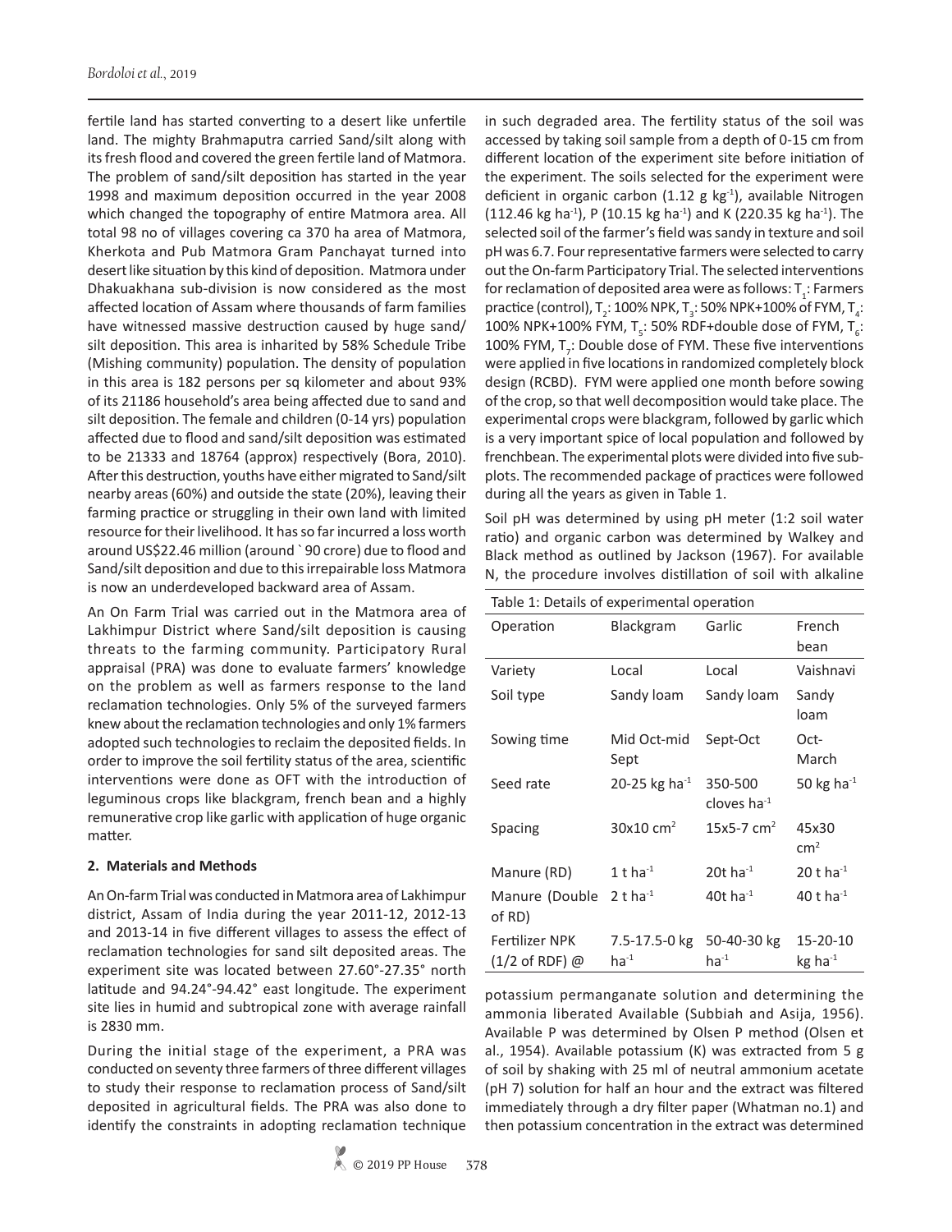fertile land has started converting to a desert like unfertile land. The mighty Brahmaputra carried Sand/silt along with its fresh flood and covered the green fertile land of Matmora. The problem of sand/silt deposition has started in the year 1998 and maximum deposition occurred in the year 2008 which changed the topography of entire Matmora area. All total 98 no of villages covering ca 370 ha area of Matmora, Kherkota and Pub Matmora Gram Panchayat turned into desert like situation by this kind of deposition. Matmora under Dhakuakhana sub-division is now considered as the most affected location of Assam where thousands of farm families have witnessed massive destruction caused by huge sand/silt deposition. This area is inharited by 58% Schedule Tribe (Mishing community) population. The density of population in this area is 182 persons per sq kilometer and about 93% of its 21186 household's area being affected due to sand and silt deposition. The female and children (0-14 yrs) population affected due to flood and sand/silt deposition was estimated to be 21333 and 18764 (approx) respectively (Bora, 2010). After this destruction, youths have either migrated to Sand/silt nearby areas (60%) and outside the state (20%), leaving their farming practice or struggling in their own land with limited resource for their livelihood. It has so far incurred a loss worth around US$22.46 million (around ` 90 crore) due to flood and Sand/silt deposition and due to this irrepairable loss Matmora is now an underdeveloped backward area of Assam.

An On Farm Trial was carried out in the Matmora area of Lakhimpur District where Sand/silt deposition is causing threats to the farming community. Participatory Rural appraisal (PRA) was done to evaluate farmers' knowledge on the problem as well as farmers response to the land reclamation technologies. Only 5% of the surveyed farmers knew about the reclamation technologies and only 1% farmers adopted such technologies to reclaim the deposited fields. In order to improve the soil fertility status of the area, scientific interventions were done as OFT with the introduction of leguminous crops like blackgram, french bean and a highly remunerative crop like garlic with application of huge organic matter.

## 2. Materials and Methods

An On-farm Trial was conducted in Matmora area of Lakhimpur district, Assam of India during the year 2011-12, 2012-13 and 2013-14 in five different villages to assess the effect of reclamation technologies for sand silt deposited areas. The experiment site was located between 27.60°-27.35° north latitude and 94.24°-94.42° east longitude. The experiment site lies in humid and subtropical zone with average rainfall is 2830 mm.

During the initial stage of the experiment, a PRA was conducted on seventy three farmers of three different villages to study their response to reclamation process of Sand/silt deposited in agricultural fields. The PRA was also done to identify the constraints in adopting reclamation technique in such degraded area. The fertility status of the soil was accessed by taking soil sample from a depth of 0-15 cm from different location of the experiment site before initiation of the experiment. The soils selected for the experiment were deficient in organic carbon (1.12 g kg$^{-1}$), available Nitrogen (112.46 kg ha$^{-1}$), P (10.15 kg ha$^{-1}$) and K (220.35 kg ha$^{-1}$). The selected soil of the farmer's field was sandy in texture and soil pH was 6.7. Four representative farmers were selected to carry out the On-farm Participatory Trial. The selected interventions for reclamation of deposited area were as follows: $T_1$: Farmers practice (control), $T_2$: 100% NPK, $T_3$: 50% NPK+100% of FYM, $T_4$: 100% NPK+100% FYM, $T_5$: 50% RDF+double dose of FYM, $T_6$: 100% FYM, $T_7$: Double dose of FYM. These five interventions were applied in five locations in randomized completely block design (RCBD). FYM were applied one month before sowing of the crop, so that well decomposition would take place. The experimental crops were blackgram, followed by garlic which is a very important spice of local population and followed by frenchbean. The experimental plots were divided into five sub-plots. The recommended package of practices were followed during all the years as given in Table 1.

Soil pH was determined by using pH meter (1:2 soil water ratio) and organic carbon was determined by Walkey and Black method as outlined by Jackson (1967). For available N, the procedure involves distillation of soil with alkaline potassium permanganate solution and determining the ammonia liberated Available (Subbiah and Asija, 1956). Available P was determined by Olsen P method (Olsen et al., 1954). Available potassium (K) was extracted from 5 g of soil by shaking with 25 ml of neutral ammonium acetate (pH 7) solution for half an hour and the extract was filtered immediately through a dry filter paper (Whatman no.1) and then potassium concentration in the extract was determined

Table 1: Details of experimental operation

| Operation | Blackgram | Garlic | French bean |
|---|---|---|---|
| Variety | Local | Local | Vaishnavi |
| Soil type | Sandy loam | Sandy loam | Sandy loam |
| Sowing time | Mid Oct-mid Sept | Sept-Oct | Oct-March |
| Seed rate | 20-25 kg ha$^{-1}$ | 350-500 cloves ha$^{-1}$ | 50 kg ha$^{-1}$ |
| Spacing | 30x10 cm$^2$ | 15x5-7 cm$^2$ | 45x30 cm$^2$ |
| Manure (RD) | 1 t ha$^{-1}$ | 20t ha$^{-1}$ | 20 t ha$^{-1}$ |
| Manure (Double of RD) | 2 t ha$^{-1}$ | 40t ha$^{-1}$ | 40 t ha$^{-1}$ |
| Fertilizer NPK (1/2 of RDF) @ | 7.5-17.5-0 kg ha$^{-1}$ | 50-40-30 kg ha$^{-1}$ | 15-20-10 kg ha$^{-1}$ |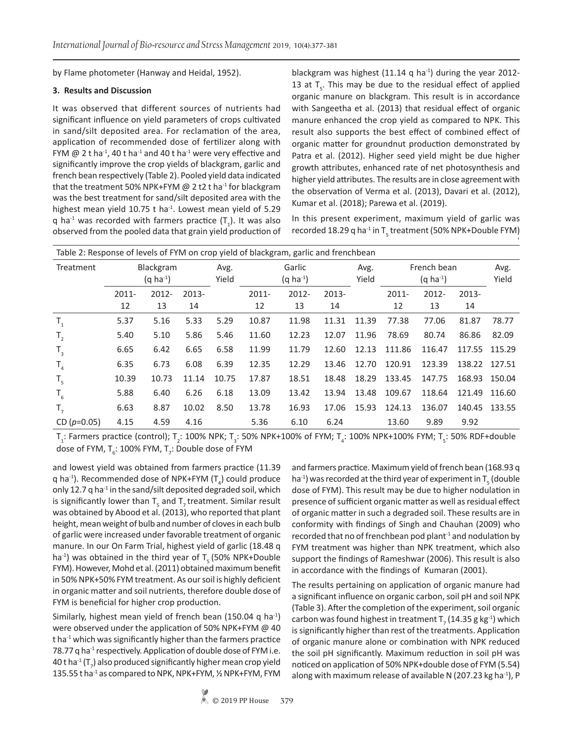by Flame photometer (Hanway and Heidal, 1952).

## 3. Results and Discussion

It was observed that different sources of nutrients had significant influence on yield parameters of crops cultivated in sand/silt deposited area. For reclamation of the area, application of recommended dose of fertilizer along with FYM @ 2 t ha$^{-1}$, 40 t ha$^{-1}$ and 40 t ha$^{-1}$ were very effective and significantly improve the crop yields of blackgram, garlic and french bean respectively (Table 2). Pooled yield data indicated that the treatment 50% NPK+FYM @ 2 t2 t ha$^{-1}$ for blackgram was the best treatment for sand/silt deposited area with the highest mean yield 10.75 t ha$^{-1}$. Lowest mean yield of 5.29 q ha$^{-1}$ was recorded with farmers practice ($T_1$). It was also observed from the pooled data that grain yield production of blackgram was highest (11.14 q ha$^{-1}$) during the year 2012-13 at $T_5$. This may be due to the residual effect of applied organic manure on blackgram. This result is in accordance with Sangeetha et al. (2013) that residual effect of organic manure enhanced the crop yield as compared to NPK. This result also supports the best effect of combined effect of organic matter for groundnut production demonstrated by Patra et al. (2012). Higher seed yield might be due higher growth attributes, enhanced rate of net photosynthesis and higher yield attributes. The results are in close agreement with the observation of Verma et al. (2013), Davari et al. (2012), Kumar et al. (2018); Parewa et al. (2019).

In this present experiment, maximum yield of garlic was recorded 18.29 q ha$^{-1}$ in $T_5$ treatment (50% NPK+Double FYM) and lowest yield was obtained from farmers practice (11.39 q ha$^{-1}$). Recommended dose of NPK+FYM ($T_4$) could produce only 12.7 q ha$^{-1}$ in the sand/silt deposited degraded soil, which is significantly lower than $T_5$ and $T_7$ treatment. Similar result was obtained by Abood et al. (2013), who reported that plant height, mean weight of bulb and number of cloves in each bulb of garlic were increased under favorable treatment of organic manure. In our On Farm Trial, highest yield of garlic (18.48 q ha$^{-1}$) was obtained in the third year of $T_5$ (50% NPK+Double FYM). However, Mohd et al. (2011) obtained maximum benefit in 50% NPK+50% FYM treatment. As our soil is highly deficient in organic matter and soil nutrients, therefore double dose of FYM is beneficial for higher crop production.

Table 2: Response of levels of FYM on crop yield of blackgram, garlic and frenchbean

| Treatment | Blackgram (q ha$^{-1}$) | | | Avg. Yield | Garlic (q ha$^{-1}$) | | | Avg. Yield | French bean (q ha$^{-1}$) | | | Avg. Yield |
|---|---|---|---|---|---|---|---|---|---|---|---|---|
| | 2011-12 | 2012-13 | 2013-14 | | 2011-12 | 2012-13 | 2013-14 | | 2011-12 | 2012-13 | 2013-14 | |
| $T_1$ | 5.37 | 5.16 | 5.33 | 5.29 | 10.87 | 11.98 | 11.31 | 11.39 | 77.38 | 77.06 | 81.87 | 78.77 |
| $T_2$ | 5.40 | 5.10 | 5.86 | 5.46 | 11.60 | 12.23 | 12.07 | 11.96 | 78.69 | 80.74 | 86.86 | 82.09 |
| $T_3$ | 6.65 | 6.42 | 6.65 | 6.58 | 11.99 | 11.79 | 12.60 | 12.13 | 111.86 | 116.47 | 117.55 | 115.29 |
| $T_4$ | 6.35 | 6.73 | 6.08 | 6.39 | 12.35 | 12.29 | 13.46 | 12.70 | 120.91 | 123.39 | 138.22 | 127.51 |
| $T_5$ | 10.39 | 10.73 | 11.14 | 10.75 | 17.87 | 18.51 | 18.48 | 18.29 | 133.45 | 147.75 | 168.93 | 150.04 |
| $T_6$ | 5.88 | 6.40 | 6.26 | 6.18 | 13.09 | 13.42 | 13.94 | 13.48 | 109.67 | 118.64 | 121.49 | 116.60 |
| $T_7$ | 6.63 | 8.87 | 10.02 | 8.50 | 13.78 | 16.93 | 17.06 | 15.93 | 124.13 | 136.07 | 140.45 | 133.55 |
| CD ($p$=0.05) | 4.15 | 4.59 | 4.16 | | 5.36 | 6.10 | 6.24 | | 13.60 | 9.89 | 9.92 | |

$T_1$: Farmers practice (control); $T_2$: 100% NPK; $T_3$: 50% NPK+100% of FYM; $T_4$: 100% NPK+100% FYM; $T_5$: 50% RDF+double dose of FYM, $T_6$: 100% FYM, $T_7$: Double dose of FYM

Similarly, highest mean yield of french bean (150.04 q ha$^{-1}$) were observed under the application of 50% NPK+FYM @ 40 t ha$^{-1}$ which was significantly higher than the farmers practice 78.77 q ha$^{-1}$ respectively. Application of double dose of FYM i.e. 40 t ha$^{-1}$ ($T_7$) also produced significantly higher mean crop yield 135.55 t ha$^{-1}$ as compared to NPK, NPK+FYM, ½ NPK+FYM, FYM and farmers practice. Maximum yield of french bean (168.93 q ha$^{-1}$) was recorded at the third year of experiment in $T_5$ (double dose of FYM). This result may be due to higher nodulation in presence of sufficient organic matter as well as residual effect of organic matter in such a degraded soil. These results are in conformity with findings of Singh and Chauhan (2009) who recorded that no of frenchbean pod plant$^{-1}$ and nodulation by FYM treatment was higher than NPK treatment, which also support the findings of Rameshwar (2006). This result is also in accordance with the findings of Kumaran (2001).

The results pertaining on application of organic manure had a significant influence on organic carbon, soil pH and soil NPK (Table 3). After the completion of the experiment, soil organic carbon was found highest in treatment $T_7$ (14.35 g kg$^{-1}$) which is significantly higher than rest of the treatments. Application of organic manure alone or combination with NPK reduced the soil pH significantly. Maximum reduction in soil pH was noticed on application of 50% NPK+double dose of FYM (5.54) along with maximum release of available N (207.23 kg ha$^{-1}$), P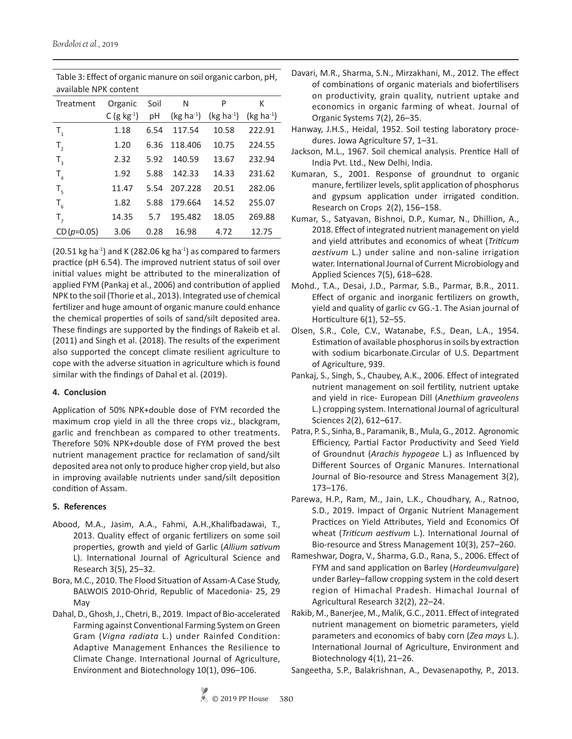Table 3: Effect of organic manure on soil organic carbon, pH, available NPK content

| Treatment | Organic C (g kg$^{-1}$) | Soil pH | N (kg ha$^{-1}$) | P (kg ha$^{-1}$) | K (kg ha$^{-1}$) |
|---|---|---|---|---|---|
| $T_1$ | 1.18 | 6.54 | 117.54 | 10.58 | 222.91 |
| $T_2$ | 1.20 | 6.36 | 118.406 | 10.75 | 224.55 |
| $T_3$ | 2.32 | 5.92 | 140.59 | 13.67 | 232.94 |
| $T_4$ | 1.92 | 5.88 | 142.33 | 14.33 | 231.62 |
| $T_5$ | 11.47 | 5.54 | 207.228 | 20.51 | 282.06 |
| $T_6$ | 1.82 | 5.88 | 179.664 | 14.52 | 255.07 |
| $T_7$ | 14.35 | 5.7 | 195.482 | 18.05 | 269.88 |
| CD ($p$=0.05) | 3.06 | 0.28 | 16.98 | 4.72 | 12.75 |

(20.51 kg ha$^{-1}$) and K (282.06 kg ha$^{-1}$) as compared to farmers practice (pH 6.54). The improved nutrient status of soil over initial values might be attributed to the mineralization of applied FYM (Pankaj et al., 2006) and contribution of applied NPK to the soil (Thorie et al., 2013). Integrated use of chemical fertilizer and huge amount of organic manure could enhance the chemical properties of soils of sand/silt deposited area. These findings are supported by the findings of Rakeib et al. (2011) and Singh et al. (2018). The results of the experiment also supported the concept climate resilient agriculture to cope with the adverse situation in agriculture which is found similar with the findings of Dahal et al. (2019).

## 4. Conclusion

Application of 50% NPK+double dose of FYM recorded the maximum crop yield in all the three crops viz., blackgram, garlic and frenchbean as compared to other treatments. Therefore 50% NPK+double dose of FYM proved the best nutrient management practice for reclamation of sand/silt deposited area not only to produce higher crop yield, but also in improving available nutrients under sand/silt deposition condition of Assam.

## 5. References

Abood, M.A., Jasim, A.A., Fahmi, A.H.,Khalifbadawai, T., 2013. Quality effect of organic fertilizers on some soil properties, growth and yield of Garlic (*Allium sativum* L). International Journal of Agricultural Science and Research 3(5), 25–32.

Bora, M.C., 2010. The Flood Situation of Assam-A Case Study, BALWOIS 2010-Ohrid, Republic of Macedonia- 25, 29 May

Dahal, D., Ghosh, J., Chetri, B., 2019. Impact of Bio-accelerated Farming against Conventional Farming System on Green Gram (*Vigna radiata* L.) under Rainfed Condition: Adaptive Management Enhances the Resilience to Climate Change. International Journal of Agriculture, Environment and Biotechnology 10(1), 096–106.

Davari, M.R., Sharma, S.N., Mirzakhani, M., 2012. The effect of combinations of organic materials and biofertilisers on productivity, grain quality, nutrient uptake and economics in organic farming of wheat. Journal of Organic Systems 7(2), 26–35.

Hanway, J.H.S., Heidal, 1952. Soil testing laboratory procedures. Jowa Agriculture 57, 1–31.

Jackson, M.L., 1967. Soil chemical analysis. Prentice Hall of India Pvt. Ltd., New Delhi, India.

Kumaran, S., 2001. Response of groundnut to organic manure, fertilizer levels, split application of phosphorus and gypsum application under irrigated condition. Research on Crops 2(2), 156–158.

Kumar, S., Satyavan, Bishnoi, D.P., Kumar, N., Dhillion, A., 2018. Effect of integrated nutrient management on yield and yield attributes and economics of wheat (*Triticum aestivum* L.) under saline and non-saline irrigation water. International Journal of Current Microbiology and Applied Sciences 7(5), 618–628.

Mohd., T.A., Desai, J.D., Parmar, S.B., Parmar, B.R., 2011. Effect of organic and inorganic fertilizers on growth, yield and quality of garlic cv GG.-1. The Asian journal of Horticulture 6(1), 52–55.

Olsen, S.R., Cole, C.V., Watanabe, F.S., Dean, L.A., 1954. Estimation of available phosphorus in soils by extraction with sodium bicarbonate.Circular of U.S. Department of Agriculture, 939.

Pankaj, S., Singh, S., Chaubey, A.K., 2006. Effect of integrated nutrient management on soil fertility, nutrient uptake and yield in rice- European Dill (*Anethium graveolens* L.) cropping system. International Journal of agricultural Sciences 2(2), 612–617.

Patra, P. S., Sinha, B., Paramanik, B., Mula, G., 2012. Agronomic Efficiency, Partial Factor Productivity and Seed Yield of Groundnut (*Arachis hypogeae* L.) as Influenced by Different Sources of Organic Manures. International Journal of Bio-resource and Stress Management 3(2), 173–176.

Parewa, H.P., Ram, M., Jain, L.K., Choudhary, A., Ratnoo, S.D., 2019. Impact of Organic Nutrient Management Practices on Yield Attributes, Yield and Economics Of wheat (*Triticum aestivum* L.). International Journal of Bio-resource and Stress Management 10(3), 257–260.

Rameshwar, Dogra, V., Sharma, G.D., Rana, S., 2006. Effect of FYM and sand application on Barley (*Hordeumvulgare*) under Barley–fallow cropping system in the cold desert region of Himachal Pradesh. Himachal Journal of Agricultural Research 32(2), 22–24.

Rakib, M., Banerjee, M., Malik, G.C., 2011. Effect of integrated nutrient management on biometric parameters, yield parameters and economics of baby corn (*Zea mays* L.). International Journal of Agriculture, Environment and Biotechnology 4(1), 21–26.

Sangeetha, S.P., Balakrishnan, A., Devasenapothy, P., 2013.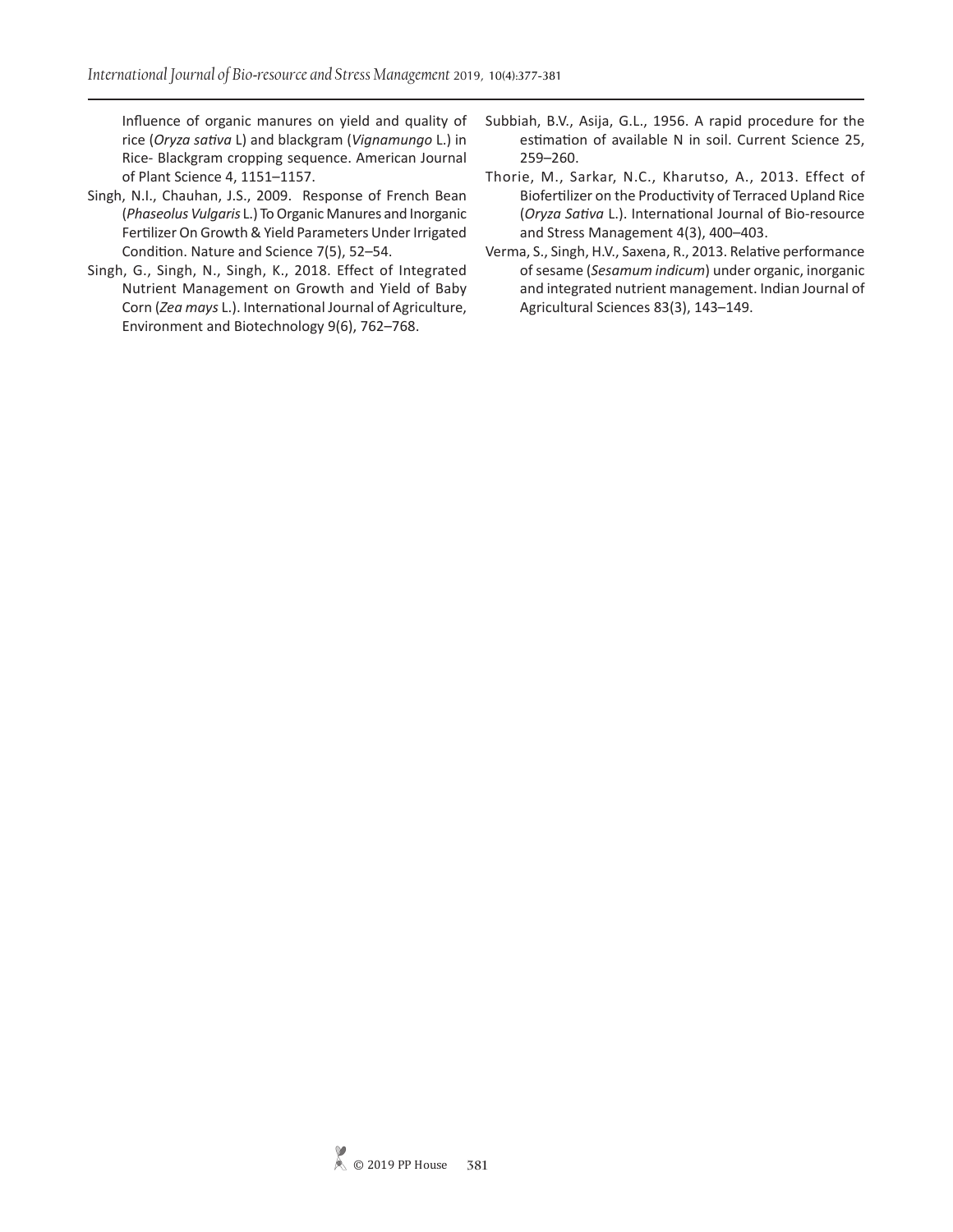Influence of organic manures on yield and quality of rice (*Oryza sativa* L) and blackgram (*Vignamungo* L.) in Rice- Blackgram cropping sequence. American Journal of Plant Science 4, 1151–1157.

Singh, N.I., Chauhan, J.S., 2009. Response of French Bean (*Phaseolus Vulgaris* L.) To Organic Manures and Inorganic Fertilizer On Growth & Yield Parameters Under Irrigated Condition. Nature and Science 7(5), 52–54.

Singh, G., Singh, N., Singh, K., 2018. Effect of Integrated Nutrient Management on Growth and Yield of Baby Corn (*Zea mays* L.). International Journal of Agriculture, Environment and Biotechnology 9(6), 762–768.

Subbiah, B.V., Asija, G.L., 1956. A rapid procedure for the estimation of available N in soil. Current Science 25, 259–260.

Thorie, M., Sarkar, N.C., Kharutso, A., 2013. Effect of Biofertilizer on the Productivity of Terraced Upland Rice (*Oryza Sativa* L.). International Journal of Bio-resource and Stress Management 4(3), 400–403.

Verma, S., Singh, H.V., Saxena, R., 2013. Relative performance of sesame (*Sesamum indicum*) under organic, inorganic and integrated nutrient management. Indian Journal of Agricultural Sciences 83(3), 143–149.